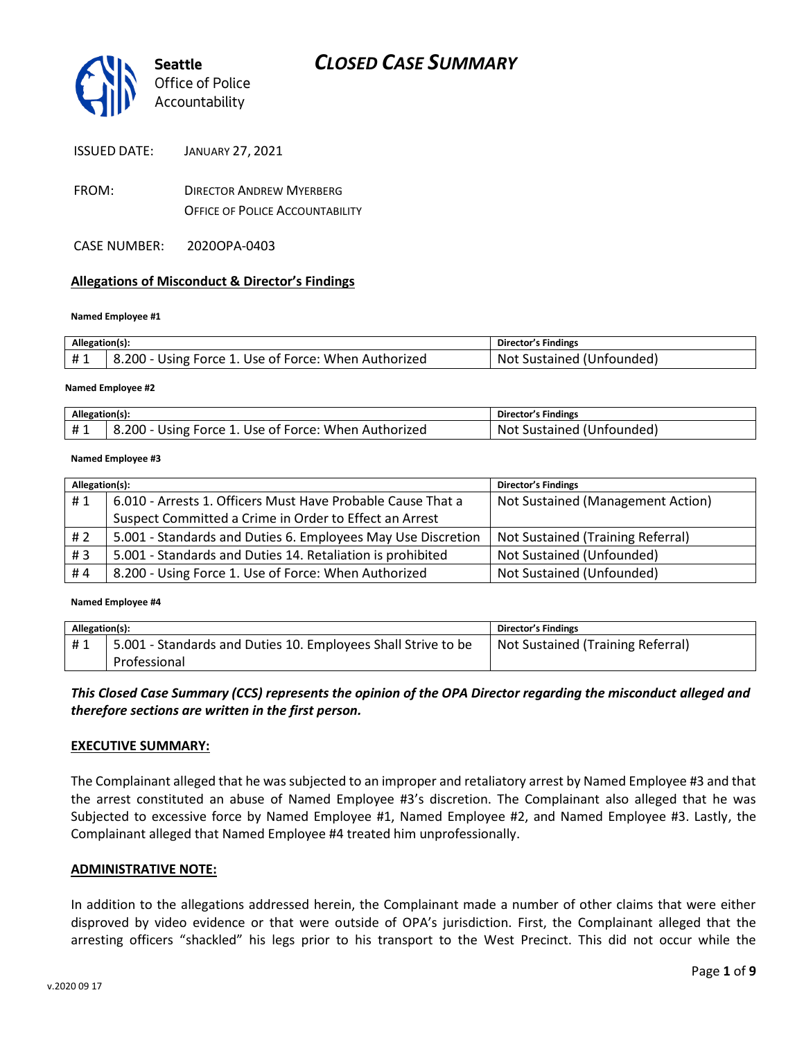# CLOSED CASE SUMMARY

Seattle Office of Police Accountability

ISSUED DATE: JANUARY 27, 2021

FROM: DIRECTOR ANDREW MYERBERG
OFFICE OF POLICE ACCOUNTABILITY

CASE NUMBER: 2020OPA-0403

## Allegations of Misconduct & Director's Findings

**Named Employee #1**

| Allegation(s): | | Director's Findings |
|---|---|---|
| # 1 | 8.200 - Using Force 1. Use of Force: When Authorized | Not Sustained (Unfounded) |

**Named Employee #2**

| Allegation(s): | | Director's Findings |
|---|---|---|
| # 1 | 8.200 - Using Force 1. Use of Force: When Authorized | Not Sustained (Unfounded) |

**Named Employee #3**

| Allegation(s): | | Director's Findings |
|---|---|---|
| # 1 | 6.010 - Arrests 1. Officers Must Have Probable Cause That a Suspect Committed a Crime in Order to Effect an Arrest | Not Sustained (Management Action) |
| # 2 | 5.001 - Standards and Duties 6. Employees May Use Discretion | Not Sustained (Training Referral) |
| # 3 | 5.001 - Standards and Duties 14. Retaliation is prohibited | Not Sustained (Unfounded) |
| # 4 | 8.200 - Using Force 1. Use of Force: When Authorized | Not Sustained (Unfounded) |

**Named Employee #4**

| Allegation(s): | | Director's Findings |
|---|---|---|
| # 1 | 5.001 - Standards and Duties 10. Employees Shall Strive to be Professional | Not Sustained (Training Referral) |

***This Closed Case Summary (CCS) represents the opinion of the OPA Director regarding the misconduct alleged and therefore sections are written in the first person.***

**EXECUTIVE SUMMARY:**

The Complainant alleged that he was subjected to an improper and retaliatory arrest by Named Employee #3 and that the arrest constituted an abuse of Named Employee #3's discretion. The Complainant also alleged that he was Subjected to excessive force by Named Employee #1, Named Employee #2, and Named Employee #3. Lastly, the Complainant alleged that Named Employee #4 treated him unprofessionally.

**ADMINISTRATIVE NOTE:**

In addition to the allegations addressed herein, the Complainant made a number of other claims that were either disproved by video evidence or that were outside of OPA's jurisdiction. First, the Complainant alleged that the arresting officers "shackled" his legs prior to his transport to the West Precinct. This did not occur while the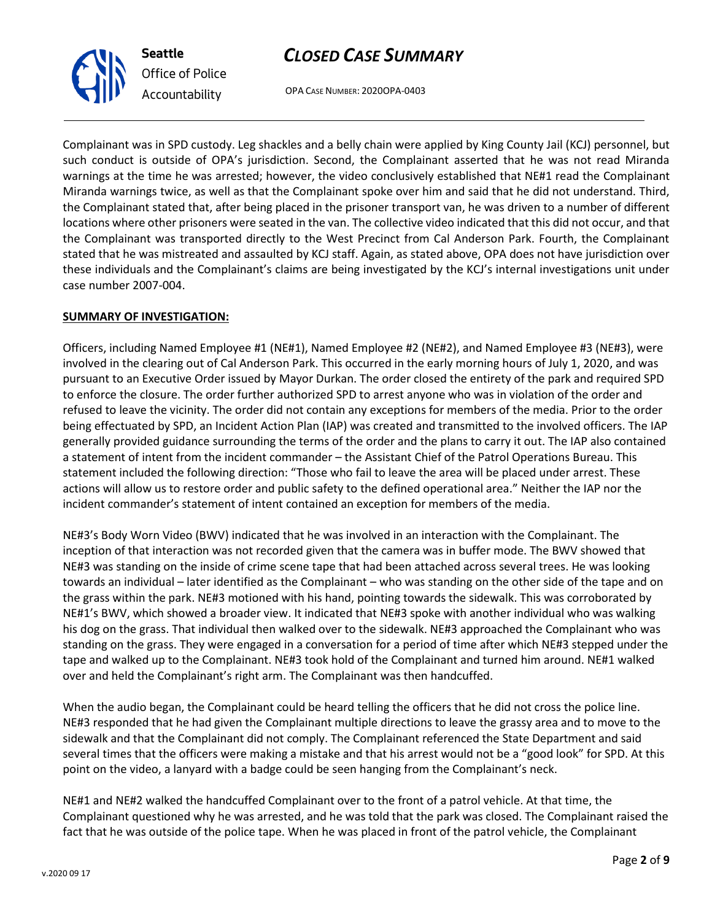Complainant was in SPD custody. Leg shackles and a belly chain were applied by King County Jail (KCJ) personnel, but such conduct is outside of OPA's jurisdiction. Second, the Complainant asserted that he was not read Miranda warnings at the time he was arrested; however, the video conclusively established that NE#1 read the Complainant Miranda warnings twice, as well as that the Complainant spoke over him and said that he did not understand. Third, the Complainant stated that, after being placed in the prisoner transport van, he was driven to a number of different locations where other prisoners were seated in the van. The collective video indicated that this did not occur, and that the Complainant was transported directly to the West Precinct from Cal Anderson Park. Fourth, the Complainant stated that he was mistreated and assaulted by KCJ staff. Again, as stated above, OPA does not have jurisdiction over these individuals and the Complainant's claims are being investigated by the KCJ's internal investigations unit under case number 2007-004.

**SUMMARY OF INVESTIGATION:**

Officers, including Named Employee #1 (NE#1), Named Employee #2 (NE#2), and Named Employee #3 (NE#3), were involved in the clearing out of Cal Anderson Park. This occurred in the early morning hours of July 1, 2020, and was pursuant to an Executive Order issued by Mayor Durkan. The order closed the entirety of the park and required SPD to enforce the closure. The order further authorized SPD to arrest anyone who was in violation of the order and refused to leave the vicinity. The order did not contain any exceptions for members of the media. Prior to the order being effectuated by SPD, an Incident Action Plan (IAP) was created and transmitted to the involved officers. The IAP generally provided guidance surrounding the terms of the order and the plans to carry it out. The IAP also contained a statement of intent from the incident commander – the Assistant Chief of the Patrol Operations Bureau. This statement included the following direction: "Those who fail to leave the area will be placed under arrest. These actions will allow us to restore order and public safety to the defined operational area." Neither the IAP nor the incident commander's statement of intent contained an exception for members of the media.

NE#3's Body Worn Video (BWV) indicated that he was involved in an interaction with the Complainant. The inception of that interaction was not recorded given that the camera was in buffer mode. The BWV showed that NE#3 was standing on the inside of crime scene tape that had been attached across several trees. He was looking towards an individual – later identified as the Complainant – who was standing on the other side of the tape and on the grass within the park. NE#3 motioned with his hand, pointing towards the sidewalk. This was corroborated by NE#1's BWV, which showed a broader view. It indicated that NE#3 spoke with another individual who was walking his dog on the grass. That individual then walked over to the sidewalk. NE#3 approached the Complainant who was standing on the grass. They were engaged in a conversation for a period of time after which NE#3 stepped under the tape and walked up to the Complainant. NE#3 took hold of the Complainant and turned him around. NE#1 walked over and held the Complainant's right arm. The Complainant was then handcuffed.

When the audio began, the Complainant could be heard telling the officers that he did not cross the police line. NE#3 responded that he had given the Complainant multiple directions to leave the grassy area and to move to the sidewalk and that the Complainant did not comply. The Complainant referenced the State Department and said several times that the officers were making a mistake and that his arrest would not be a "good look" for SPD. At this point on the video, a lanyard with a badge could be seen hanging from the Complainant's neck.

NE#1 and NE#2 walked the handcuffed Complainant over to the front of a patrol vehicle. At that time, the Complainant questioned why he was arrested, and he was told that the park was closed. The Complainant raised the fact that he was outside of the police tape. When he was placed in front of the patrol vehicle, the Complainant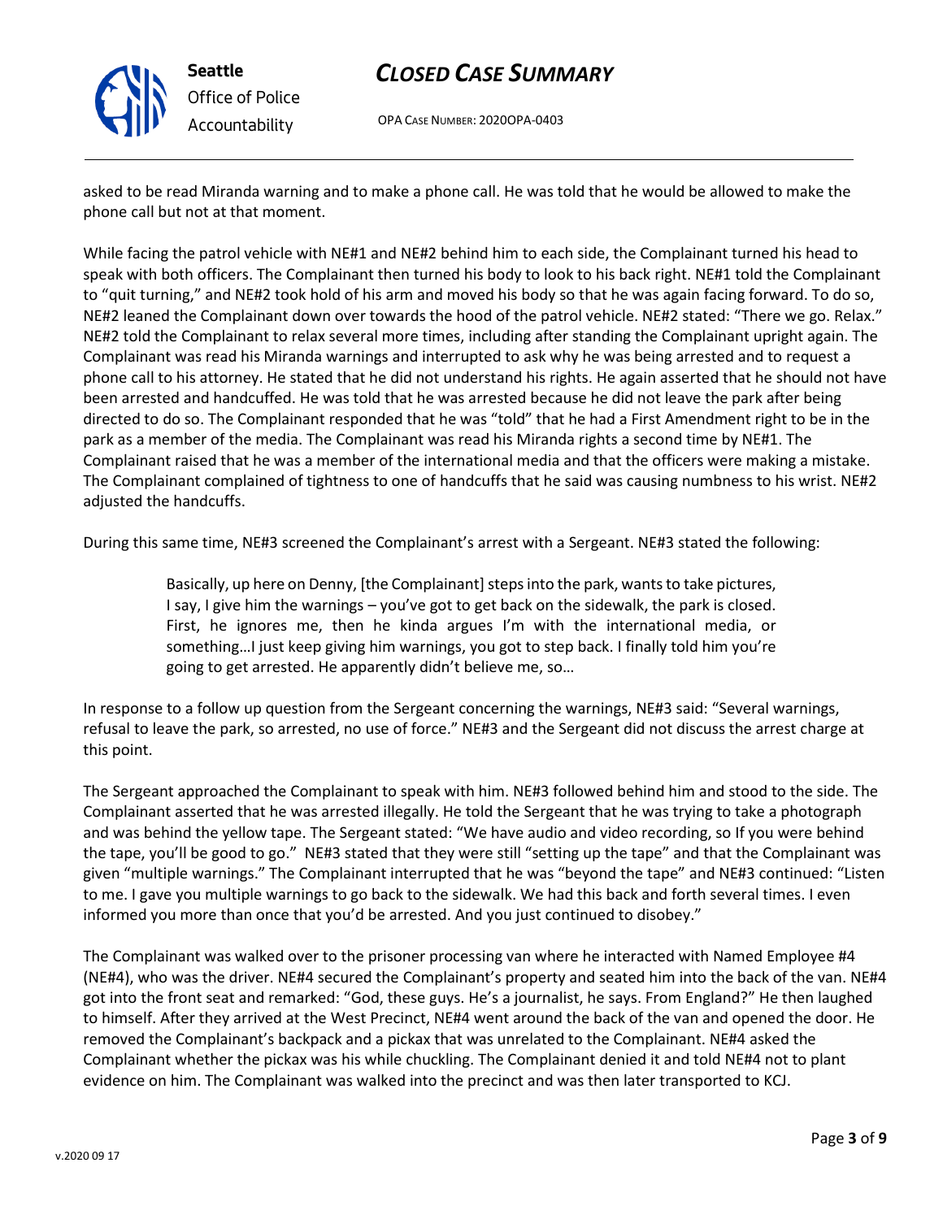asked to be read Miranda warning and to make a phone call. He was told that he would be allowed to make the phone call but not at that moment.

While facing the patrol vehicle with NE#1 and NE#2 behind him to each side, the Complainant turned his head to speak with both officers. The Complainant then turned his body to look to his back right. NE#1 told the Complainant to "quit turning," and NE#2 took hold of his arm and moved his body so that he was again facing forward. To do so, NE#2 leaned the Complainant down over towards the hood of the patrol vehicle. NE#2 stated: "There we go. Relax." NE#2 told the Complainant to relax several more times, including after standing the Complainant upright again. The Complainant was read his Miranda warnings and interrupted to ask why he was being arrested and to request a phone call to his attorney. He stated that he did not understand his rights. He again asserted that he should not have been arrested and handcuffed. He was told that he was arrested because he did not leave the park after being directed to do so. The Complainant responded that he was "told" that he had a First Amendment right to be in the park as a member of the media. The Complainant was read his Miranda rights a second time by NE#1. The Complainant raised that he was a member of the international media and that the officers were making a mistake. The Complainant complained of tightness to one of handcuffs that he said was causing numbness to his wrist. NE#2 adjusted the handcuffs.

During this same time, NE#3 screened the Complainant's arrest with a Sergeant. NE#3 stated the following:

> Basically, up here on Denny, [the Complainant] steps into the park, wants to take pictures, I say, I give him the warnings – you've got to get back on the sidewalk, the park is closed. First, he ignores me, then he kinda argues I'm with the international media, or something…I just keep giving him warnings, you got to step back. I finally told him you're going to get arrested. He apparently didn't believe me, so…

In response to a follow up question from the Sergeant concerning the warnings, NE#3 said: "Several warnings, refusal to leave the park, so arrested, no use of force." NE#3 and the Sergeant did not discuss the arrest charge at this point.

The Sergeant approached the Complainant to speak with him. NE#3 followed behind him and stood to the side. The Complainant asserted that he was arrested illegally. He told the Sergeant that he was trying to take a photograph and was behind the yellow tape. The Sergeant stated: "We have audio and video recording, so If you were behind the tape, you'll be good to go." NE#3 stated that they were still "setting up the tape" and that the Complainant was given "multiple warnings." The Complainant interrupted that he was "beyond the tape" and NE#3 continued: "Listen to me. I gave you multiple warnings to go back to the sidewalk. We had this back and forth several times. I even informed you more than once that you'd be arrested. And you just continued to disobey."

The Complainant was walked over to the prisoner processing van where he interacted with Named Employee #4 (NE#4), who was the driver. NE#4 secured the Complainant's property and seated him into the back of the van. NE#4 got into the front seat and remarked: "God, these guys. He's a journalist, he says. From England?" He then laughed to himself. After they arrived at the West Precinct, NE#4 went around the back of the van and opened the door. He removed the Complainant's backpack and a pickax that was unrelated to the Complainant. NE#4 asked the Complainant whether the pickax was his while chuckling. The Complainant denied it and told NE#4 not to plant evidence on him. The Complainant was walked into the precinct and was then later transported to KCJ.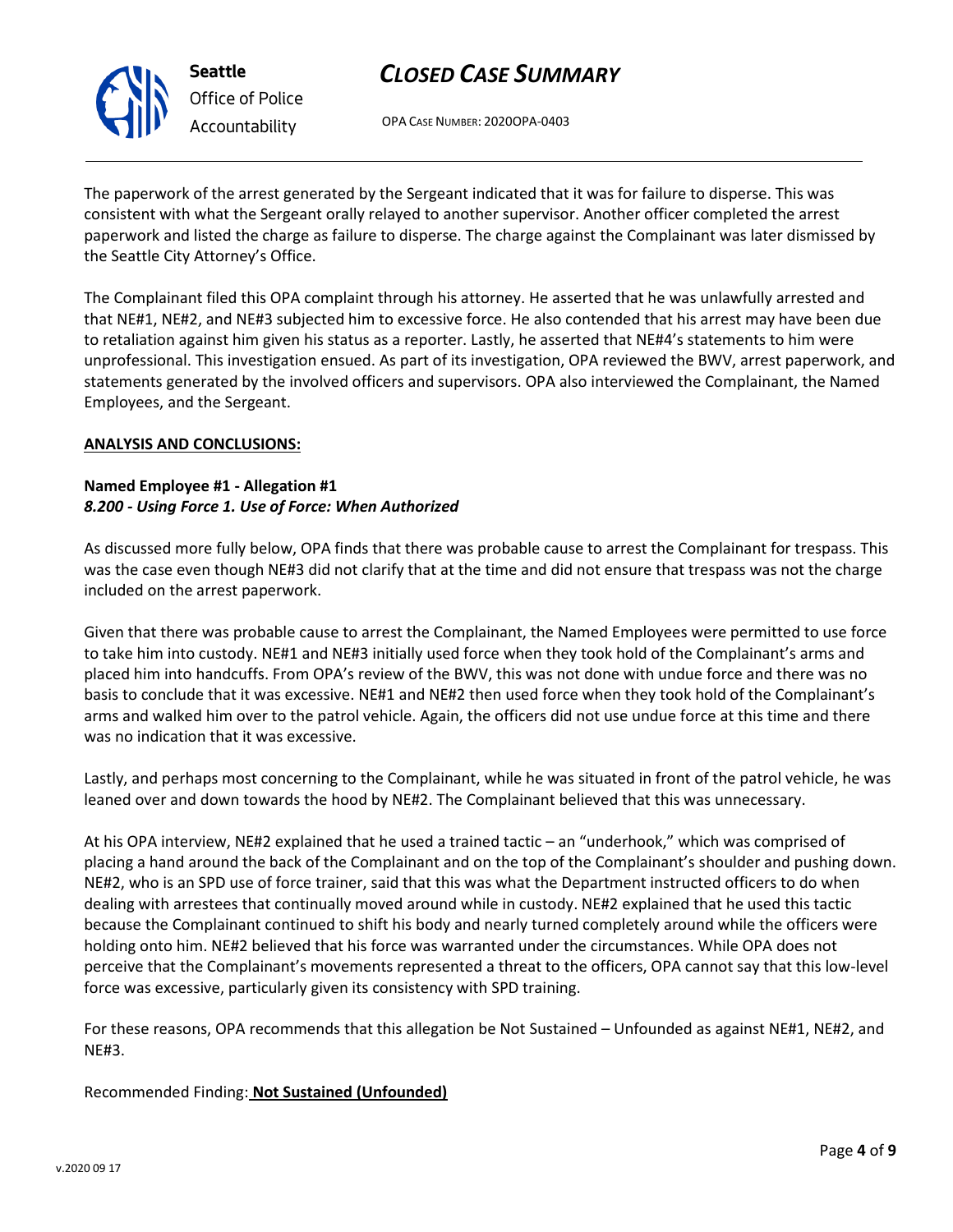The paperwork of the arrest generated by the Sergeant indicated that it was for failure to disperse. This was consistent with what the Sergeant orally relayed to another supervisor. Another officer completed the arrest paperwork and listed the charge as failure to disperse. The charge against the Complainant was later dismissed by the Seattle City Attorney's Office.

The Complainant filed this OPA complaint through his attorney. He asserted that he was unlawfully arrested and that NE#1, NE#2, and NE#3 subjected him to excessive force. He also contended that his arrest may have been due to retaliation against him given his status as a reporter. Lastly, he asserted that NE#4's statements to him were unprofessional. This investigation ensued. As part of its investigation, OPA reviewed the BWV, arrest paperwork, and statements generated by the involved officers and supervisors. OPA also interviewed the Complainant, the Named Employees, and the Sergeant.

**ANALYSIS AND CONCLUSIONS:**

**Named Employee #1 - Allegation #1**
***8.200 - Using Force 1. Use of Force: When Authorized***

As discussed more fully below, OPA finds that there was probable cause to arrest the Complainant for trespass. This was the case even though NE#3 did not clarify that at the time and did not ensure that trespass was not the charge included on the arrest paperwork.

Given that there was probable cause to arrest the Complainant, the Named Employees were permitted to use force to take him into custody. NE#1 and NE#3 initially used force when they took hold of the Complainant's arms and placed him into handcuffs. From OPA's review of the BWV, this was not done with undue force and there was no basis to conclude that it was excessive. NE#1 and NE#2 then used force when they took hold of the Complainant's arms and walked him over to the patrol vehicle. Again, the officers did not use undue force at this time and there was no indication that it was excessive.

Lastly, and perhaps most concerning to the Complainant, while he was situated in front of the patrol vehicle, he was leaned over and down towards the hood by NE#2. The Complainant believed that this was unnecessary.

At his OPA interview, NE#2 explained that he used a trained tactic – an "underhook," which was comprised of placing a hand around the back of the Complainant and on the top of the Complainant's shoulder and pushing down. NE#2, who is an SPD use of force trainer, said that this was what the Department instructed officers to do when dealing with arrestees that continually moved around while in custody. NE#2 explained that he used this tactic because the Complainant continued to shift his body and nearly turned completely around while the officers were holding onto him. NE#2 believed that his force was warranted under the circumstances. While OPA does not perceive that the Complainant's movements represented a threat to the officers, OPA cannot say that this low-level force was excessive, particularly given its consistency with SPD training.

For these reasons, OPA recommends that this allegation be Not Sustained – Unfounded as against NE#1, NE#2, and NE#3.

Recommended Finding: **Not Sustained (Unfounded)**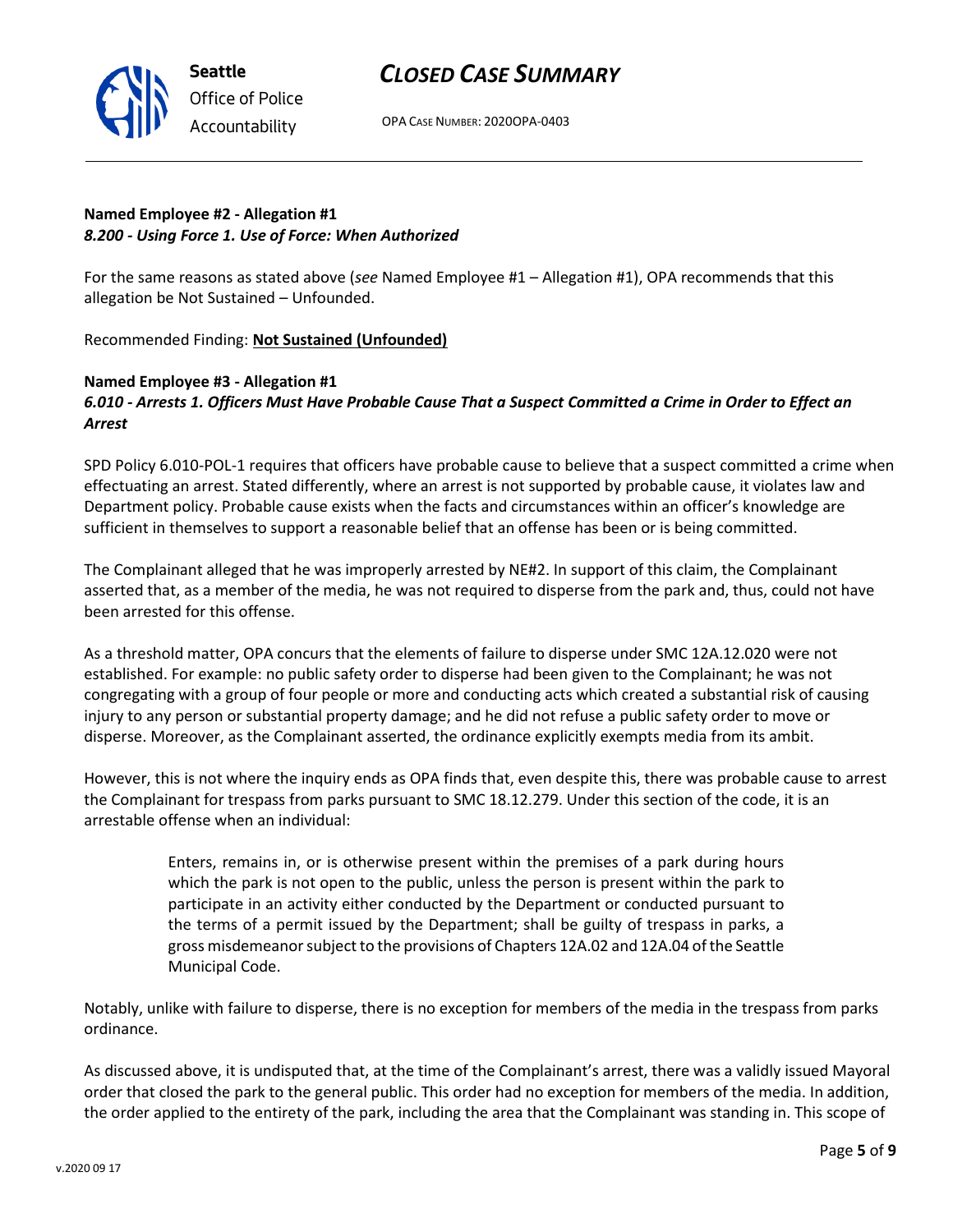**Named Employee #2 - Allegation #1**
***8.200 - Using Force 1. Use of Force: When Authorized***

For the same reasons as stated above (*see* Named Employee #1 – Allegation #1), OPA recommends that this allegation be Not Sustained – Unfounded.

Recommended Finding: **Not Sustained (Unfounded)**

**Named Employee #3 - Allegation #1**
***6.010 - Arrests 1. Officers Must Have Probable Cause That a Suspect Committed a Crime in Order to Effect an Arrest***

SPD Policy 6.010-POL-1 requires that officers have probable cause to believe that a suspect committed a crime when effectuating an arrest. Stated differently, where an arrest is not supported by probable cause, it violates law and Department policy. Probable cause exists when the facts and circumstances within an officer's knowledge are sufficient in themselves to support a reasonable belief that an offense has been or is being committed.

The Complainant alleged that he was improperly arrested by NE#2. In support of this claim, the Complainant asserted that, as a member of the media, he was not required to disperse from the park and, thus, could not have been arrested for this offense.

As a threshold matter, OPA concurs that the elements of failure to disperse under SMC 12A.12.020 were not established. For example: no public safety order to disperse had been given to the Complainant; he was not congregating with a group of four people or more and conducting acts which created a substantial risk of causing injury to any person or substantial property damage; and he did not refuse a public safety order to move or disperse. Moreover, as the Complainant asserted, the ordinance explicitly exempts media from its ambit.

However, this is not where the inquiry ends as OPA finds that, even despite this, there was probable cause to arrest the Complainant for trespass from parks pursuant to SMC 18.12.279. Under this section of the code, it is an arrestable offense when an individual:

> Enters, remains in, or is otherwise present within the premises of a park during hours which the park is not open to the public, unless the person is present within the park to participate in an activity either conducted by the Department or conducted pursuant to the terms of a permit issued by the Department; shall be guilty of trespass in parks, a gross misdemeanor subject to the provisions of Chapters 12A.02 and 12A.04 of the Seattle Municipal Code.

Notably, unlike with failure to disperse, there is no exception for members of the media in the trespass from parks ordinance.

As discussed above, it is undisputed that, at the time of the Complainant's arrest, there was a validly issued Mayoral order that closed the park to the general public. This order had no exception for members of the media. In addition, the order applied to the entirety of the park, including the area that the Complainant was standing in. This scope of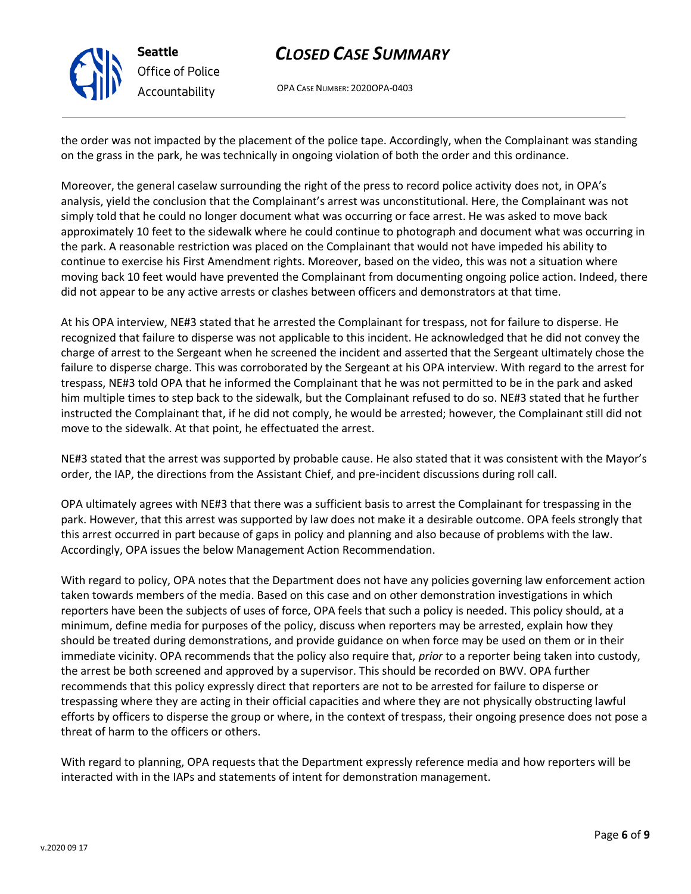the order was not impacted by the placement of the police tape. Accordingly, when the Complainant was standing on the grass in the park, he was technically in ongoing violation of both the order and this ordinance.

Moreover, the general caselaw surrounding the right of the press to record police activity does not, in OPA's analysis, yield the conclusion that the Complainant's arrest was unconstitutional. Here, the Complainant was not simply told that he could no longer document what was occurring or face arrest. He was asked to move back approximately 10 feet to the sidewalk where he could continue to photograph and document what was occurring in the park. A reasonable restriction was placed on the Complainant that would not have impeded his ability to continue to exercise his First Amendment rights. Moreover, based on the video, this was not a situation where moving back 10 feet would have prevented the Complainant from documenting ongoing police action. Indeed, there did not appear to be any active arrests or clashes between officers and demonstrators at that time.

At his OPA interview, NE#3 stated that he arrested the Complainant for trespass, not for failure to disperse. He recognized that failure to disperse was not applicable to this incident. He acknowledged that he did not convey the charge of arrest to the Sergeant when he screened the incident and asserted that the Sergeant ultimately chose the failure to disperse charge. This was corroborated by the Sergeant at his OPA interview. With regard to the arrest for trespass, NE#3 told OPA that he informed the Complainant that he was not permitted to be in the park and asked him multiple times to step back to the sidewalk, but the Complainant refused to do so. NE#3 stated that he further instructed the Complainant that, if he did not comply, he would be arrested; however, the Complainant still did not move to the sidewalk. At that point, he effectuated the arrest.

NE#3 stated that the arrest was supported by probable cause. He also stated that it was consistent with the Mayor's order, the IAP, the directions from the Assistant Chief, and pre-incident discussions during roll call.

OPA ultimately agrees with NE#3 that there was a sufficient basis to arrest the Complainant for trespassing in the park. However, that this arrest was supported by law does not make it a desirable outcome. OPA feels strongly that this arrest occurred in part because of gaps in policy and planning and also because of problems with the law. Accordingly, OPA issues the below Management Action Recommendation.

With regard to policy, OPA notes that the Department does not have any policies governing law enforcement action taken towards members of the media. Based on this case and on other demonstration investigations in which reporters have been the subjects of uses of force, OPA feels that such a policy is needed. This policy should, at a minimum, define media for purposes of the policy, discuss when reporters may be arrested, explain how they should be treated during demonstrations, and provide guidance on when force may be used on them or in their immediate vicinity. OPA recommends that the policy also require that, *prior* to a reporter being taken into custody, the arrest be both screened and approved by a supervisor. This should be recorded on BWV. OPA further recommends that this policy expressly direct that reporters are not to be arrested for failure to disperse or trespassing where they are acting in their official capacities and where they are not physically obstructing lawful efforts by officers to disperse the group or where, in the context of trespass, their ongoing presence does not pose a threat of harm to the officers or others.

With regard to planning, OPA requests that the Department expressly reference media and how reporters will be interacted with in the IAPs and statements of intent for demonstration management.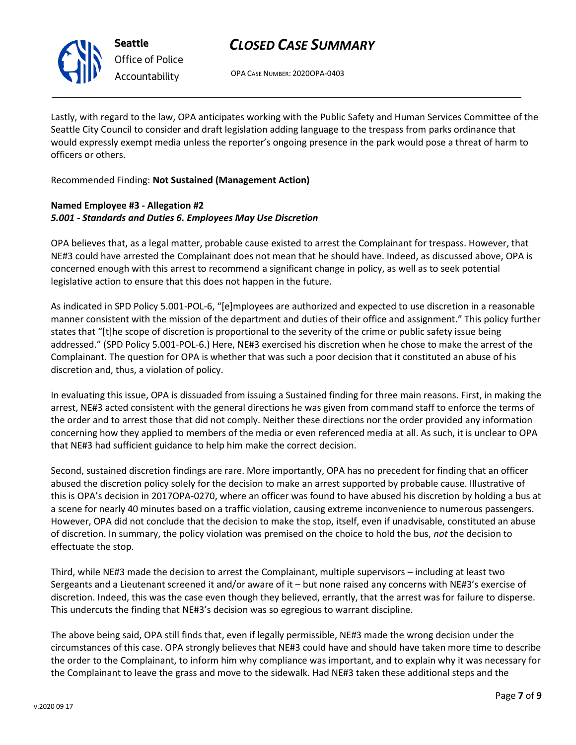Lastly, with regard to the law, OPA anticipates working with the Public Safety and Human Services Committee of the Seattle City Council to consider and draft legislation adding language to the trespass from parks ordinance that would expressly exempt media unless the reporter's ongoing presence in the park would pose a threat of harm to officers or others.

Recommended Finding: **Not Sustained (Management Action)**

**Named Employee #3 - Allegation #2**
***5.001 - Standards and Duties 6. Employees May Use Discretion***

OPA believes that, as a legal matter, probable cause existed to arrest the Complainant for trespass. However, that NE#3 could have arrested the Complainant does not mean that he should have. Indeed, as discussed above, OPA is concerned enough with this arrest to recommend a significant change in policy, as well as to seek potential legislative action to ensure that this does not happen in the future.

As indicated in SPD Policy 5.001-POL-6, "[e]mployees are authorized and expected to use discretion in a reasonable manner consistent with the mission of the department and duties of their office and assignment." This policy further states that "[t]he scope of discretion is proportional to the severity of the crime or public safety issue being addressed." (SPD Policy 5.001-POL-6.) Here, NE#3 exercised his discretion when he chose to make the arrest of the Complainant. The question for OPA is whether that was such a poor decision that it constituted an abuse of his discretion and, thus, a violation of policy.

In evaluating this issue, OPA is dissuaded from issuing a Sustained finding for three main reasons. First, in making the arrest, NE#3 acted consistent with the general directions he was given from command staff to enforce the terms of the order and to arrest those that did not comply. Neither these directions nor the order provided any information concerning how they applied to members of the media or even referenced media at all. As such, it is unclear to OPA that NE#3 had sufficient guidance to help him make the correct decision.

Second, sustained discretion findings are rare. More importantly, OPA has no precedent for finding that an officer abused the discretion policy solely for the decision to make an arrest supported by probable cause. Illustrative of this is OPA's decision in 2017OPA-0270, where an officer was found to have abused his discretion by holding a bus at a scene for nearly 40 minutes based on a traffic violation, causing extreme inconvenience to numerous passengers. However, OPA did not conclude that the decision to make the stop, itself, even if unadvisable, constituted an abuse of discretion. In summary, the policy violation was premised on the choice to hold the bus, *not* the decision to effectuate the stop.

Third, while NE#3 made the decision to arrest the Complainant, multiple supervisors – including at least two Sergeants and a Lieutenant screened it and/or aware of it – but none raised any concerns with NE#3's exercise of discretion. Indeed, this was the case even though they believed, errantly, that the arrest was for failure to disperse. This undercuts the finding that NE#3's decision was so egregious to warrant discipline.

The above being said, OPA still finds that, even if legally permissible, NE#3 made the wrong decision under the circumstances of this case. OPA strongly believes that NE#3 could have and should have taken more time to describe the order to the Complainant, to inform him why compliance was important, and to explain why it was necessary for the Complainant to leave the grass and move to the sidewalk. Had NE#3 taken these additional steps and the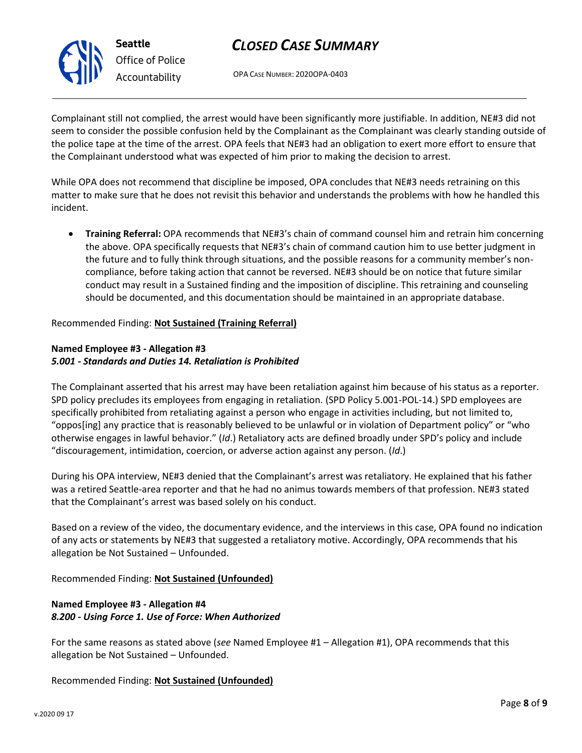Complainant still not complied, the arrest would have been significantly more justifiable. In addition, NE#3 did not seem to consider the possible confusion held by the Complainant as the Complainant was clearly standing outside of the police tape at the time of the arrest. OPA feels that NE#3 had an obligation to exert more effort to ensure that the Complainant understood what was expected of him prior to making the decision to arrest.

While OPA does not recommend that discipline be imposed, OPA concludes that NE#3 needs retraining on this matter to make sure that he does not revisit this behavior and understands the problems with how he handled this incident.

- **Training Referral:** OPA recommends that NE#3's chain of command counsel him and retrain him concerning the above. OPA specifically requests that NE#3's chain of command caution him to use better judgment in the future and to fully think through situations, and the possible reasons for a community member's non-compliance, before taking action that cannot be reversed. NE#3 should be on notice that future similar conduct may result in a Sustained finding and the imposition of discipline. This retraining and counseling should be documented, and this documentation should be maintained in an appropriate database.

Recommended Finding: **Not Sustained (Training Referral)**

**Named Employee #3 - Allegation #3**
***5.001 - Standards and Duties 14. Retaliation is Prohibited***

The Complainant asserted that his arrest may have been retaliation against him because of his status as a reporter. SPD policy precludes its employees from engaging in retaliation. (SPD Policy 5.001-POL-14.) SPD employees are specifically prohibited from retaliating against a person who engage in activities including, but not limited to, "oppos[ing] any practice that is reasonably believed to be unlawful or in violation of Department policy" or "who otherwise engages in lawful behavior." (*Id*.) Retaliatory acts are defined broadly under SPD's policy and include "discouragement, intimidation, coercion, or adverse action against any person. (*Id*.)

During his OPA interview, NE#3 denied that the Complainant's arrest was retaliatory. He explained that his father was a retired Seattle-area reporter and that he had no animus towards members of that profession. NE#3 stated that the Complainant's arrest was based solely on his conduct.

Based on a review of the video, the documentary evidence, and the interviews in this case, OPA found no indication of any acts or statements by NE#3 that suggested a retaliatory motive. Accordingly, OPA recommends that his allegation be Not Sustained – Unfounded.

Recommended Finding: **Not Sustained (Unfounded)**

**Named Employee #3 - Allegation #4**
***8.200 - Using Force 1. Use of Force: When Authorized***

For the same reasons as stated above (*see* Named Employee #1 – Allegation #1), OPA recommends that this allegation be Not Sustained – Unfounded.

Recommended Finding: **Not Sustained (Unfounded)**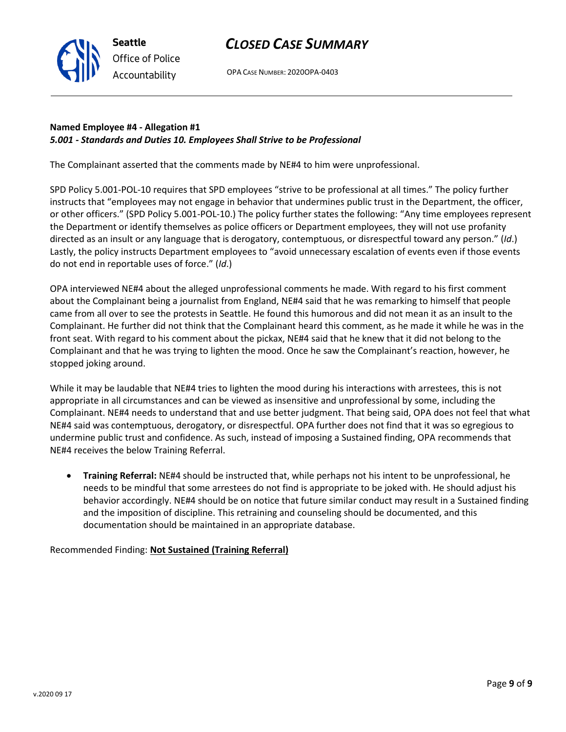**Named Employee #4 - Allegation #1**
***5.001 - Standards and Duties 10. Employees Shall Strive to be Professional***

The Complainant asserted that the comments made by NE#4 to him were unprofessional.

SPD Policy 5.001-POL-10 requires that SPD employees "strive to be professional at all times." The policy further instructs that "employees may not engage in behavior that undermines public trust in the Department, the officer, or other officers." (SPD Policy 5.001-POL-10.) The policy further states the following: "Any time employees represent the Department or identify themselves as police officers or Department employees, they will not use profanity directed as an insult or any language that is derogatory, contemptuous, or disrespectful toward any person." (*Id*.) Lastly, the policy instructs Department employees to "avoid unnecessary escalation of events even if those events do not end in reportable uses of force." (*Id*.)

OPA interviewed NE#4 about the alleged unprofessional comments he made. With regard to his first comment about the Complainant being a journalist from England, NE#4 said that he was remarking to himself that people came from all over to see the protests in Seattle. He found this humorous and did not mean it as an insult to the Complainant. He further did not think that the Complainant heard this comment, as he made it while he was in the front seat. With regard to his comment about the pickax, NE#4 said that he knew that it did not belong to the Complainant and that he was trying to lighten the mood. Once he saw the Complainant's reaction, however, he stopped joking around.

While it may be laudable that NE#4 tries to lighten the mood during his interactions with arrestees, this is not appropriate in all circumstances and can be viewed as insensitive and unprofessional by some, including the Complainant. NE#4 needs to understand that and use better judgment. That being said, OPA does not feel that what NE#4 said was contemptuous, derogatory, or disrespectful. OPA further does not find that it was so egregious to undermine public trust and confidence. As such, instead of imposing a Sustained finding, OPA recommends that NE#4 receives the below Training Referral.

- **Training Referral:** NE#4 should be instructed that, while perhaps not his intent to be unprofessional, he needs to be mindful that some arrestees do not find is appropriate to be joked with. He should adjust his behavior accordingly. NE#4 should be on notice that future similar conduct may result in a Sustained finding and the imposition of discipline. This retraining and counseling should be documented, and this documentation should be maintained in an appropriate database.

Recommended Finding: **Not Sustained (Training Referral)**